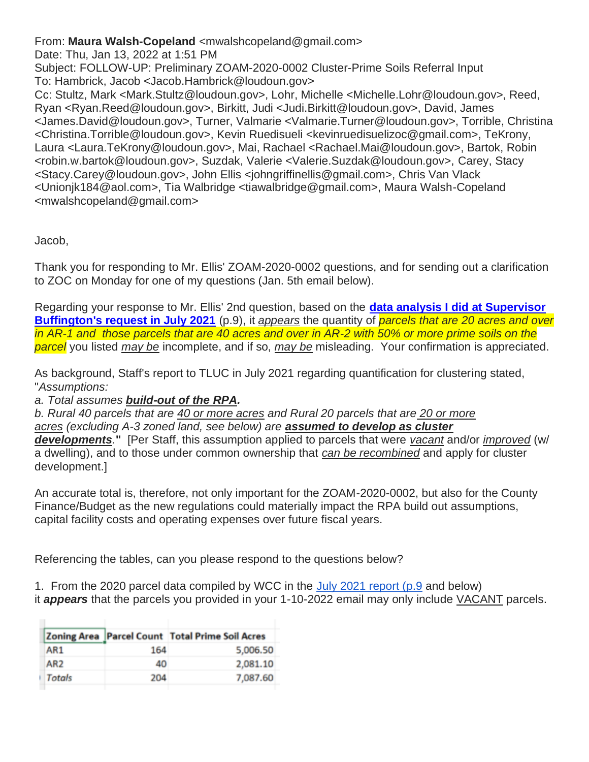From: **Maura Walsh-Copeland** <mwalshcopeland@gmail.com>
Date: Thu, Jan 13, 2022 at 1:51 PM
Subject: FOLLOW-UP: Preliminary ZOAM-2020-0002 Cluster-Prime Soils Referral Input
To: Hambrick, Jacob <Jacob.Hambrick@loudoun.gov>
Cc: Stultz, Mark <Mark.Stultz@loudoun.gov>, Lohr, Michelle <Michelle.Lohr@loudoun.gov>, Reed, Ryan <Ryan.Reed@loudoun.gov>, Birkitt, Judi <Judi.Birkitt@loudoun.gov>, David, James <James.David@loudoun.gov>, Turner, Valmarie <Valmarie.Turner@loudoun.gov>, Torrible, Christina <Christina.Torrible@loudoun.gov>, Kevin Ruedisueli <kevinruedisuelizoc@gmail.com>, TeKrony, Laura <Laura.TeKrony@loudoun.gov>, Mai, Rachael <Rachael.Mai@loudoun.gov>, Bartok, Robin <robin.w.bartok@loudoun.gov>, Suzdak, Valerie <Valerie.Suzdak@loudoun.gov>, Carey, Stacy <Stacy.Carey@loudoun.gov>, John Ellis <johngriffinellis@gmail.com>, Chris Van Vlack <Unionjk184@aol.com>, Tia Walbridge <tiawalbridge@gmail.com>, Maura Walsh-Copeland <mwalshcopeland@gmail.com>

Jacob,

Thank you for responding to Mr. Ellis' ZOAM-2020-0002 questions, and for sending out a clarification to ZOC on Monday for one of my questions (Jan. 5th email below).

Regarding your response to Mr. Ellis' 2nd question, based on the **data analysis I did at Supervisor Buffington's request in July 2021** (p.9), it *appears* the quantity of *parcels that are 20 acres and over in AR-1 and those parcels that are 40 acres and over in AR-2 with 50% or more prime soils on the parcel* you listed *may be* incomplete, and if so, *may be* misleading. Your confirmation is appreciated.

As background, Staff's report to TLUC in July 2021 regarding quantification for clustering stated, "*Assumptions:*
*a. Total assumes* ***build-out of the RPA.***
*b. Rural 40 parcels that are 40 or more acres and Rural 20 parcels that are 20 or more acres (excluding A-3 zoned land, see below) are* ***assumed to develop as cluster developments*****.**" [Per Staff, this assumption applied to parcels that were *vacant* and/or *improved* (w/ a dwelling), and to those under common ownership that *can be recombined* and apply for cluster development.]

An accurate total is, therefore, not only important for the ZOAM-2020-0002, but also for the County Finance/Budget as the new regulations could materially impact the RPA build out assumptions, capital facility costs and operating expenses over future fiscal years.

Referencing the tables, can you please respond to the questions below?

1. From the 2020 parcel data compiled by WCC in the July 2021 report (p.9 and below) it ***appears*** that the parcels you provided in your 1-10-2022 email may only include VACANT parcels.

| Zoning Area | Parcel Count | Total Prime Soil Acres |
|---|---|---|
| AR1 | 164 | 5,006.50 |
| AR2 | 40 | 2,081.10 |
| *Totals* | 204 | 7,087.60 |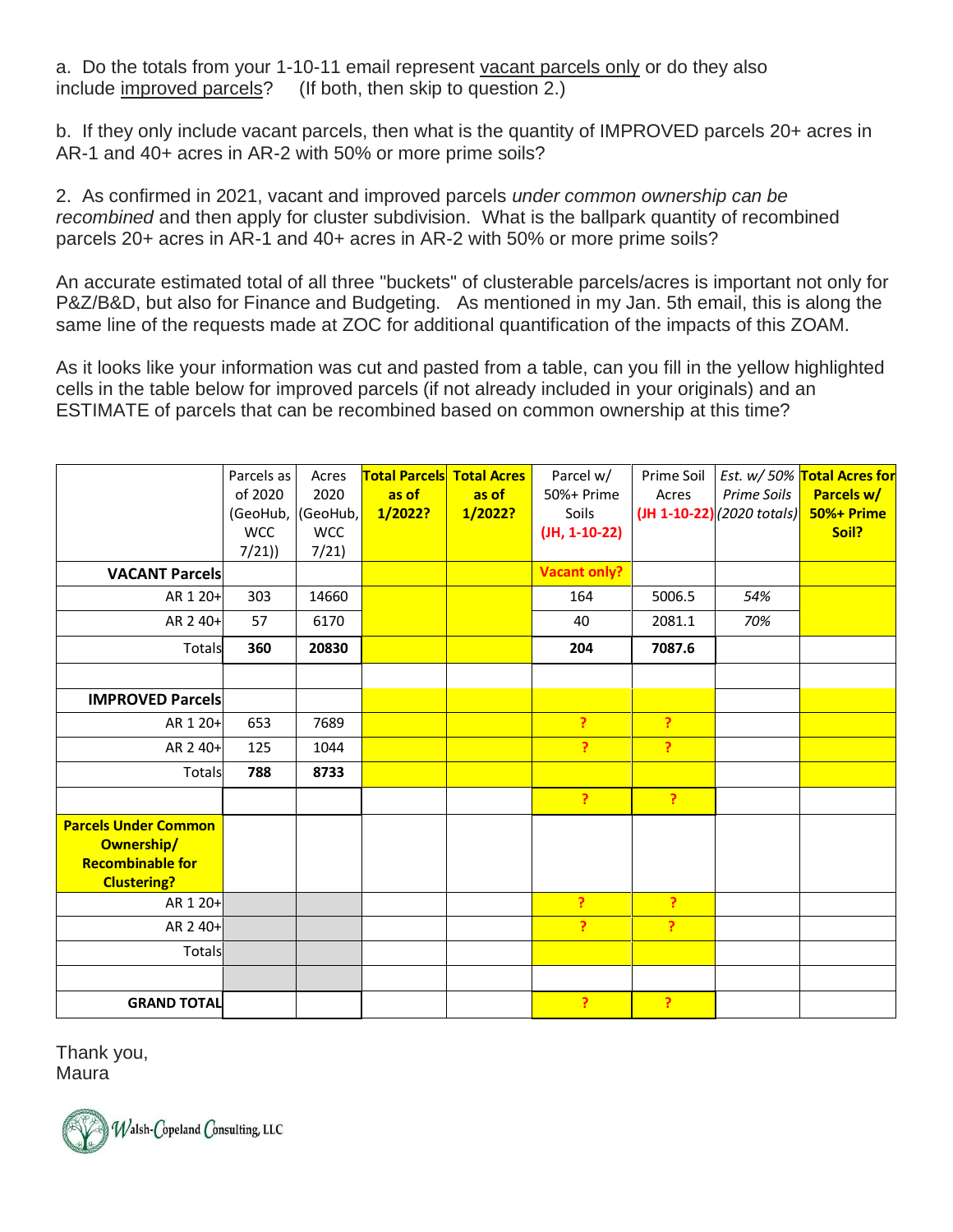a. Do the totals from your 1-10-11 email represent vacant parcels only or do they also include improved parcels? (If both, then skip to question 2.)

b. If they only include vacant parcels, then what is the quantity of IMPROVED parcels 20+ acres in AR-1 and 40+ acres in AR-2 with 50% or more prime soils?

2. As confirmed in 2021, vacant and improved parcels *under common ownership can be recombined* and then apply for cluster subdivision. What is the ballpark quantity of recombined parcels 20+ acres in AR-1 and 40+ acres in AR-2 with 50% or more prime soils?

An accurate estimated total of all three "buckets" of clusterable parcels/acres is important not only for P&Z/B&D, but also for Finance and Budgeting. As mentioned in my Jan. 5th email, this is along the same line of the requests made at ZOC for additional quantification of the impacts of this ZOAM.

As it looks like your information was cut and pasted from a table, can you fill in the yellow highlighted cells in the table below for improved parcels (if not already included in your originals) and an ESTIMATE of parcels that can be recombined based on common ownership at this time?

| | Parcels as of 2020 (GeoHub, WCC 7/21)) | Acres 2020 (GeoHub, WCC 7/21) | **Total Parcels as of 1/2022?** | **Total Acres as of 1/2022?** | Parcel w/ 50%+ Prime Soils (JH, 1-10-22) | Prime Soil Acres (JH 1-10-22) | *Est. w/ 50% Prime Soils (2020 totals)* | **Total Acres for Parcels w/ 50%+ Prime Soil?** |
|---|---|---|---|---|---|---|---|---|
| **VACANT Parcels** | | | | | **Vacant only?** | | | |
| AR 1 20+ | 303 | 14660 | | | 164 | 5006.5 | *54%* | |
| AR 2 40+ | 57 | 6170 | | | 40 | 2081.1 | *70%* | |
| Totals | **360** | **20830** | | | **204** | **7087.6** | | |
| | | | | | | | | |
| **IMPROVED Parcels** | | | | | | | | |
| AR 1 20+ | 653 | 7689 | | | ? | ? | | |
| AR 2 40+ | 125 | 1044 | | | ? | ? | | |
| Totals | **788** | **8733** | | | | | | |
| | | | | | ? | ? | | |
| **Parcels Under Common Ownership/ Recombinable for Clustering?** | | | | | | | | |
| AR 1 20+ | | | | | ? | ? | | |
| AR 2 40+ | | | | | ? | ? | | |
| Totals | | | | | | | | |
| | | | | | | | | |
| **GRAND TOTAL** | | | | | ? | ? | | |

Thank you,
Maura

Walsh-Copeland Consulting, LLC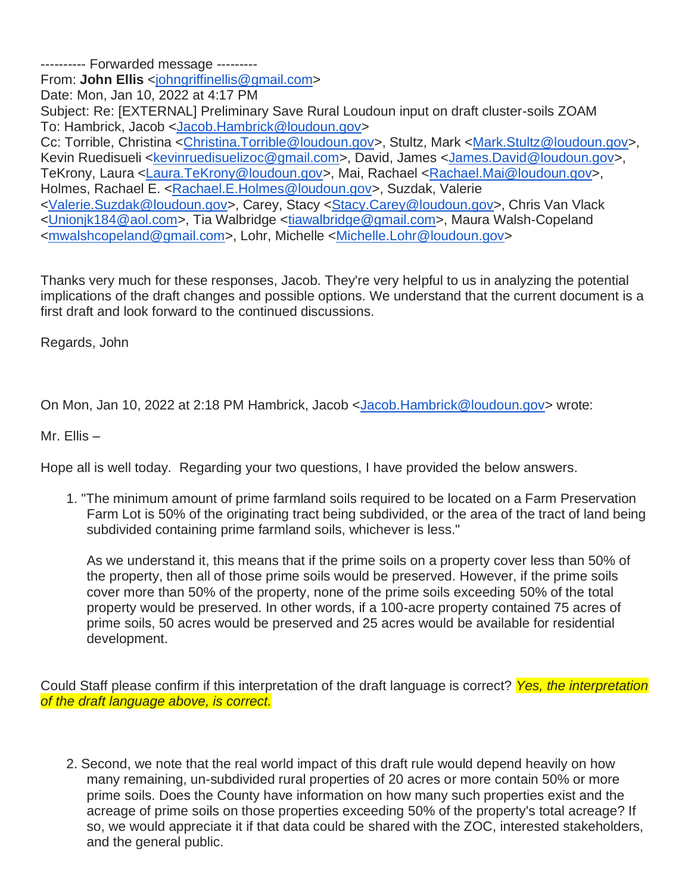---------- Forwarded message ---------
From: **John Ellis** <johngriffinellis@gmail.com>
Date: Mon, Jan 10, 2022 at 4:17 PM
Subject: Re: [EXTERNAL] Preliminary Save Rural Loudoun input on draft cluster-soils ZOAM
To: Hambrick, Jacob <Jacob.Hambrick@loudoun.gov>
Cc: Torrible, Christina <Christina.Torrible@loudoun.gov>, Stultz, Mark <Mark.Stultz@loudoun.gov>, Kevin Ruedisueli <kevinruedisuelizoc@gmail.com>, David, James <James.David@loudoun.gov>, TeKrony, Laura <Laura.TeKrony@loudoun.gov>, Mai, Rachael <Rachael.Mai@loudoun.gov>, Holmes, Rachael E. <Rachael.E.Holmes@loudoun.gov>, Suzdak, Valerie <Valerie.Suzdak@loudoun.gov>, Carey, Stacy <Stacy.Carey@loudoun.gov>, Chris Van Vlack <Unionjk184@aol.com>, Tia Walbridge <tiawalbridge@gmail.com>, Maura Walsh-Copeland <mwalshcopeland@gmail.com>, Lohr, Michelle <Michelle.Lohr@loudoun.gov>

Thanks very much for these responses, Jacob. They're very helpful to us in analyzing the potential implications of the draft changes and possible options. We understand that the current document is a first draft and look forward to the continued discussions.

Regards, John

On Mon, Jan 10, 2022 at 2:18 PM Hambrick, Jacob <Jacob.Hambrick@loudoun.gov> wrote:

Mr. Ellis –

Hope all is well today. Regarding your two questions, I have provided the below answers.

1. "The minimum amount of prime farmland soils required to be located on a Farm Preservation Farm Lot is 50% of the originating tract being subdivided, or the area of the tract of land being subdivided containing prime farmland soils, whichever is less."

   As we understand it, this means that if the prime soils on a property cover less than 50% of the property, then all of those prime soils would be preserved. However, if the prime soils cover more than 50% of the property, none of the prime soils exceeding 50% of the total property would be preserved. In other words, if a 100-acre property contained 75 acres of prime soils, 50 acres would be preserved and 25 acres would be available for residential development.

Could Staff please confirm if this interpretation of the draft language is correct? *Yes, the interpretation of the draft language above, is correct.*

2. Second, we note that the real world impact of this draft rule would depend heavily on how many remaining, un-subdivided rural properties of 20 acres or more contain 50% or more prime soils. Does the County have information on how many such properties exist and the acreage of prime soils on those properties exceeding 50% of the property's total acreage? If so, we would appreciate it if that data could be shared with the ZOC, interested stakeholders, and the general public.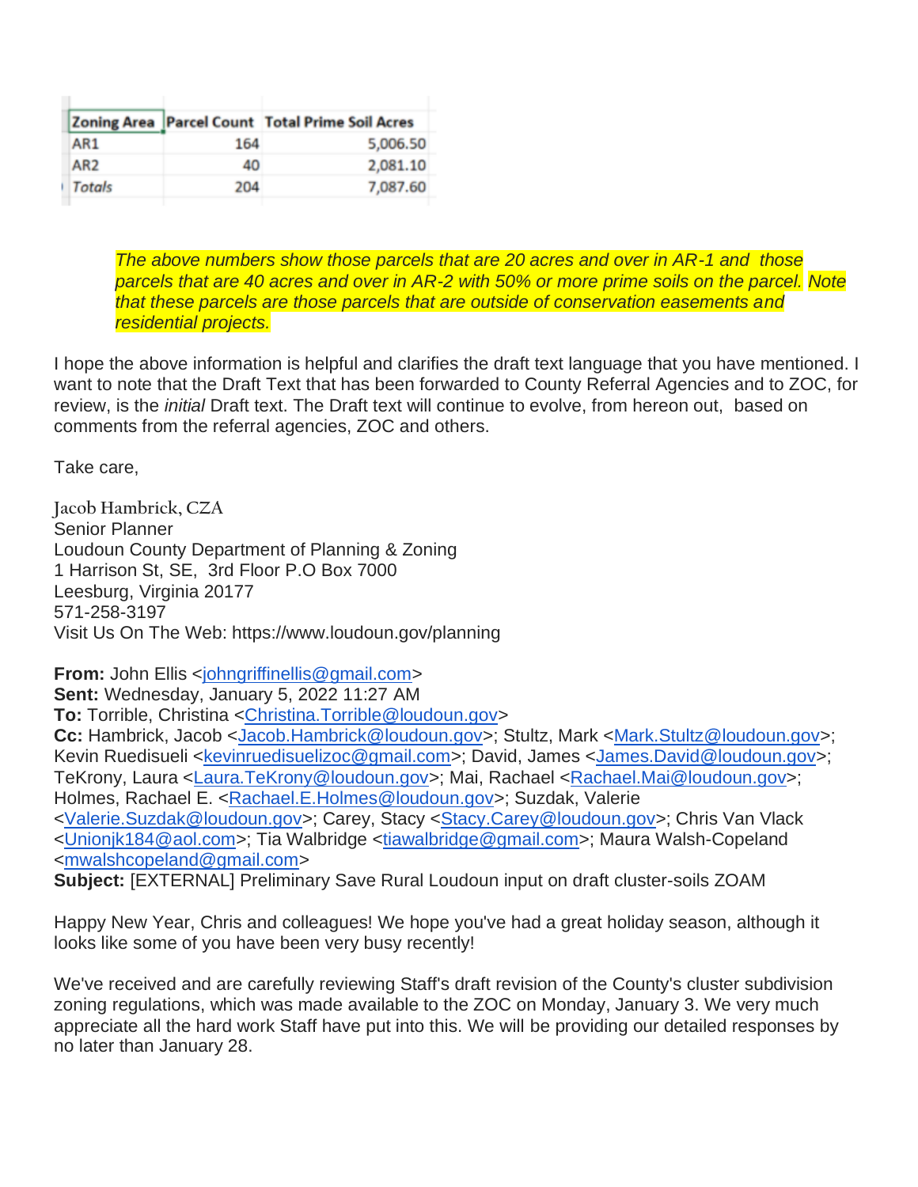| Zoning Area | Parcel Count | Total Prime Soil Acres |
|---|---|---|
| AR1 | 164 | 5,006.50 |
| AR2 | 40 | 2,081.10 |
| *Totals* | 204 | 7,087.60 |

> *The above numbers show those parcels that are 20 acres and over in AR-1 and those parcels that are 40 acres and over in AR-2 with 50% or more prime soils on the parcel. Note that these parcels are those parcels that are outside of conservation easements and residential projects.*

I hope the above information is helpful and clarifies the draft text language that you have mentioned. I want to note that the Draft Text that has been forwarded to County Referral Agencies and to ZOC, for review, is the *initial* Draft text. The Draft text will continue to evolve, from hereon out, based on comments from the referral agencies, ZOC and others.

Take care,

Jacob Hambrick, CZA
Senior Planner
Loudoun County Department of Planning & Zoning
1 Harrison St, SE, 3rd Floor P.O Box 7000
Leesburg, Virginia 20177
571-258-3197
Visit Us On The Web: https://www.loudoun.gov/planning

**From:** John Ellis <johngriffinellis@gmail.com>
**Sent:** Wednesday, January 5, 2022 11:27 AM
**To:** Torrible, Christina <Christina.Torrible@loudoun.gov>
**Cc:** Hambrick, Jacob <Jacob.Hambrick@loudoun.gov>; Stultz, Mark <Mark.Stultz@loudoun.gov>; Kevin Ruedisueli <kevinruedisuelizoc@gmail.com>; David, James <James.David@loudoun.gov>; TeKrony, Laura <Laura.TeKrony@loudoun.gov>; Mai, Rachael <Rachael.Mai@loudoun.gov>; Holmes, Rachael E. <Rachael.E.Holmes@loudoun.gov>; Suzdak, Valerie <Valerie.Suzdak@loudoun.gov>; Carey, Stacy <Stacy.Carey@loudoun.gov>; Chris Van Vlack <Unionjk184@aol.com>; Tia Walbridge <tiawalbridge@gmail.com>; Maura Walsh-Copeland <mwalshcopeland@gmail.com>
**Subject:** [EXTERNAL] Preliminary Save Rural Loudoun input on draft cluster-soils ZOAM

Happy New Year, Chris and colleagues! We hope you've had a great holiday season, although it looks like some of you have been very busy recently!

We've received and are carefully reviewing Staff's draft revision of the County's cluster subdivision zoning regulations, which was made available to the ZOC on Monday, January 3. We very much appreciate all the hard work Staff have put into this. We will be providing our detailed responses by no later than January 28.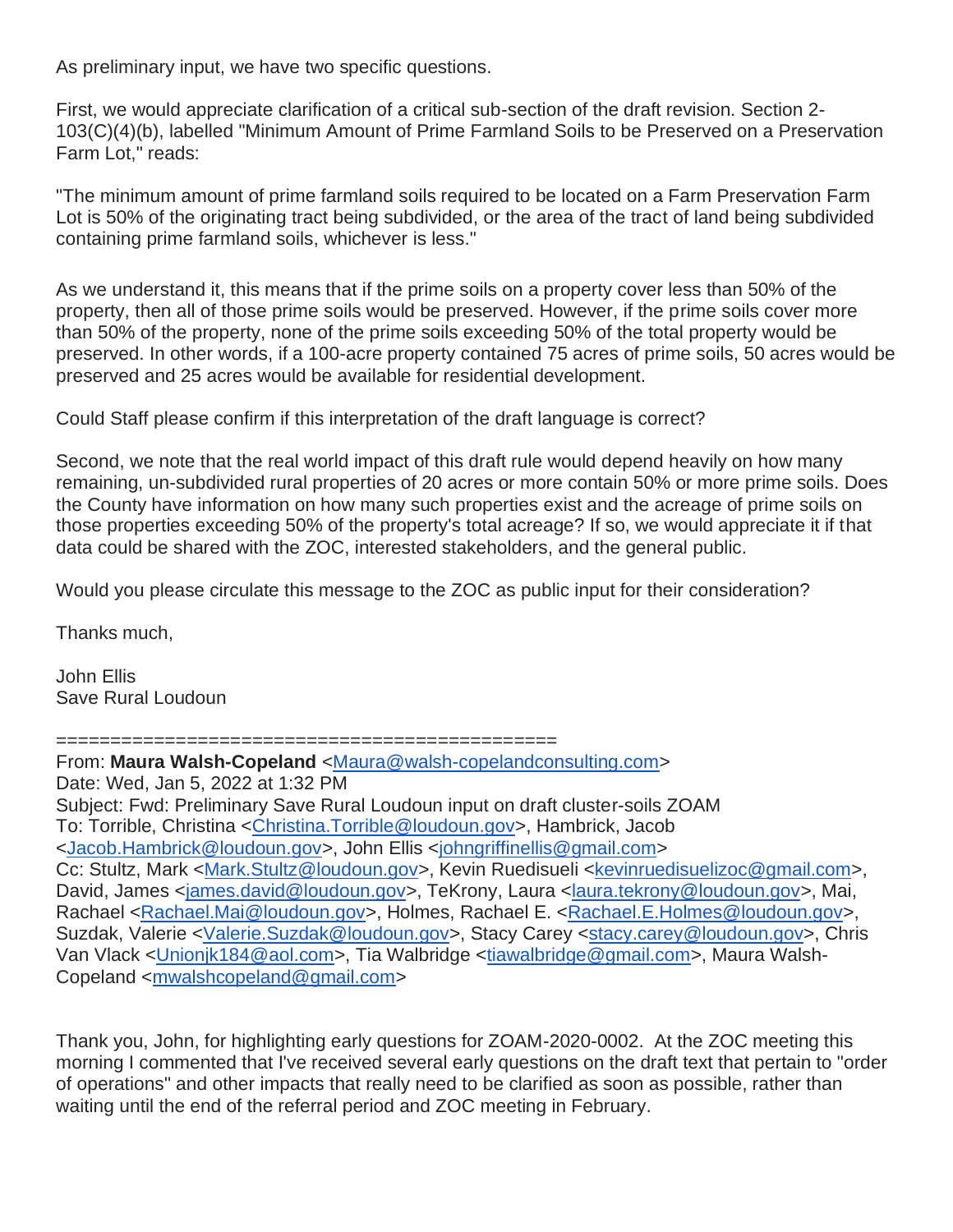As preliminary input, we have two specific questions.

First, we would appreciate clarification of a critical sub-section of the draft revision. Section 2-103(C)(4)(b), labelled "Minimum Amount of Prime Farmland Soils to be Preserved on a Preservation Farm Lot," reads:

"The minimum amount of prime farmland soils required to be located on a Farm Preservation Farm Lot is 50% of the originating tract being subdivided, or the area of the tract of land being subdivided containing prime farmland soils, whichever is less."

As we understand it, this means that if the prime soils on a property cover less than 50% of the property, then all of those prime soils would be preserved. However, if the prime soils cover more than 50% of the property, none of the prime soils exceeding 50% of the total property would be preserved. In other words, if a 100-acre property contained 75 acres of prime soils, 50 acres would be preserved and 25 acres would be available for residential development.

Could Staff please confirm if this interpretation of the draft language is correct?

Second, we note that the real world impact of this draft rule would depend heavily on how many remaining, un-subdivided rural properties of 20 acres or more contain 50% or more prime soils. Does the County have information on how many such properties exist and the acreage of prime soils on those properties exceeding 50% of the property's total acreage? If so, we would appreciate it if that data could be shared with the ZOC, interested stakeholders, and the general public.

Would you please circulate this message to the ZOC as public input for their consideration?

Thanks much,

John Ellis
Save Rural Loudoun

=============================================

From: **Maura Walsh-Copeland** <Maura@walsh-copelandconsulting.com>
Date: Wed, Jan 5, 2022 at 1:32 PM
Subject: Fwd: Preliminary Save Rural Loudoun input on draft cluster-soils ZOAM
To: Torrible, Christina <Christina.Torrible@loudoun.gov>, Hambrick, Jacob <Jacob.Hambrick@loudoun.gov>, John Ellis <johngriffinellis@gmail.com>
Cc: Stultz, Mark <Mark.Stultz@loudoun.gov>, Kevin Ruedisueli <kevinruedisuelizoc@gmail.com>, David, James <james.david@loudoun.gov>, TeKrony, Laura <laura.tekrony@loudoun.gov>, Mai, Rachael <Rachael.Mai@loudoun.gov>, Holmes, Rachael E. <Rachael.E.Holmes@loudoun.gov>, Suzdak, Valerie <Valerie.Suzdak@loudoun.gov>, Stacy Carey <stacy.carey@loudoun.gov>, Chris Van Vlack <Unionjk184@aol.com>, Tia Walbridge <tiawalbridge@gmail.com>, Maura Walsh-Copeland <mwalshcopeland@gmail.com>

Thank you, John, for highlighting early questions for ZOAM-2020-0002. At the ZOC meeting this morning I commented that I've received several early questions on the draft text that pertain to "order of operations" and other impacts that really need to be clarified as soon as possible, rather than waiting until the end of the referral period and ZOC meeting in February.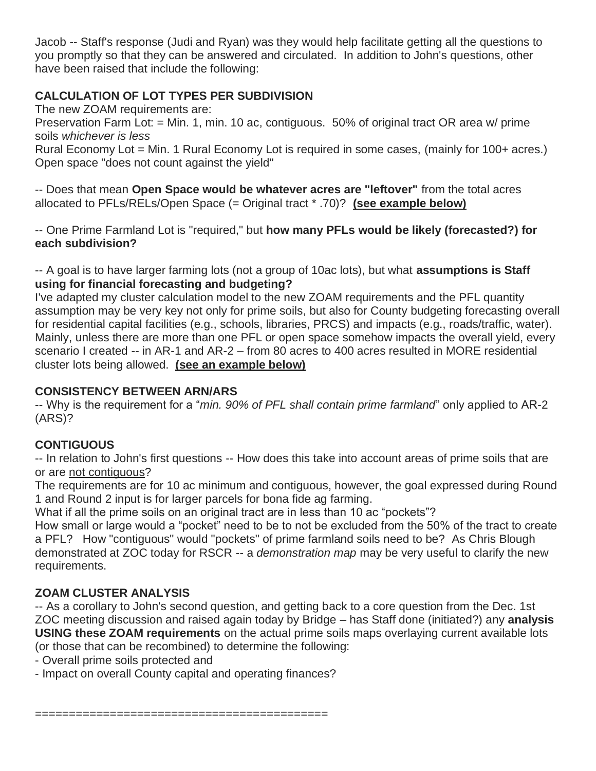Jacob -- Staff's response (Judi and Ryan) was they would help facilitate getting all the questions to you promptly so that they can be answered and circulated. In addition to John's questions, other have been raised that include the following:

### CALCULATION OF LOT TYPES PER SUBDIVISION

The new ZOAM requirements are:
Preservation Farm Lot: = Min. 1, min. 10 ac, contiguous. 50% of original tract OR area w/ prime soils *whichever is less*
Rural Economy Lot = Min. 1 Rural Economy Lot is required in some cases, (mainly for 100+ acres.)
Open space "does not count against the yield"

-- Does that mean **Open Space would be whatever acres are "leftover"** from the total acres allocated to PFLs/RELs/Open Space (= Original tract * .70)? **<u>(see example below)</u>**

-- One Prime Farmland Lot is "required," but **how many PFLs would be likely (forecasted?) for each subdivision?**

-- A goal is to have larger farming lots (not a group of 10ac lots), but what **assumptions is Staff using for financial forecasting and budgeting?**
I've adapted my cluster calculation model to the new ZOAM requirements and the PFL quantity assumption may be very key not only for prime soils, but also for County budgeting forecasting overall for residential capital facilities (e.g., schools, libraries, PRCS) and impacts (e.g., roads/traffic, water). Mainly, unless there are more than one PFL or open space somehow impacts the overall yield, every scenario I created -- in AR-1 and AR-2 – from 80 acres to 400 acres resulted in MORE residential cluster lots being allowed. **<u>(see an example below)</u>**

### CONSISTENCY BETWEEN ARN/ARS

-- Why is the requirement for a "*min. 90% of PFL shall contain prime farmland*" only applied to AR-2 (ARS)?

### CONTIGUOUS

-- In relation to John's first questions -- How does this take into account areas of prime soils that are or are <u>not contiguous</u>?
The requirements are for 10 ac minimum and contiguous, however, the goal expressed during Round 1 and Round 2 input is for larger parcels for bona fide ag farming.
What if all the prime soils on an original tract are in less than 10 ac "pockets"?
How small or large would a "pocket" need to be to not be excluded from the 50% of the tract to create a PFL? How "contiguous" would "pockets" of prime farmland soils need to be? As Chris Blough demonstrated at ZOC today for RSCR -- a *demonstration map* may be very useful to clarify the new requirements.

### ZOAM CLUSTER ANALYSIS

-- As a corollary to John's second question, and getting back to a core question from the Dec. 1st ZOC meeting discussion and raised again today by Bridge – has Staff done (initiated?) any **analysis USING these ZOAM requirements** on the actual prime soils maps overlaying current available lots (or those that can be recombined) to determine the following:
- Overall prime soils protected and
- Impact on overall County capital and operating finances?

==========================================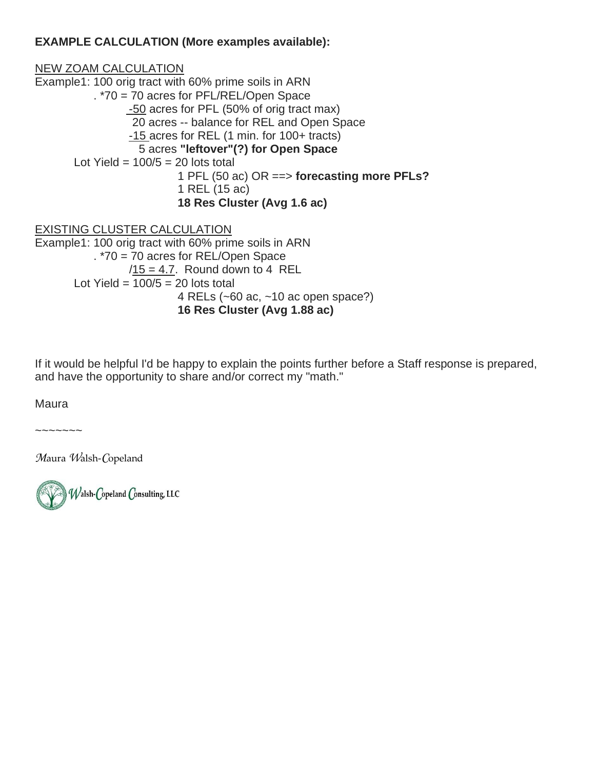**EXAMPLE CALCULATION (More examples available):**

NEW ZOAM CALCULATION

Example1: 100 orig tract with 60% prime soils in ARN

. *70 = 70 acres for PFL/REL/Open Space

-50 acres for PFL (50% of orig tract max)

20 acres -- balance for REL and Open Space

-15 acres for REL (1 min. for 100+ tracts)

5 acres **"leftover"(?) for Open Space**

Lot Yield = 100/5 = 20 lots total

1 PFL (50 ac) OR ==> **forecasting more PFLs?**

1 REL (15 ac)

**18 Res Cluster (Avg 1.6 ac)**

EXISTING CLUSTER CALCULATION

Example1: 100 orig tract with 60% prime soils in ARN

. *70 = 70 acres for REL/Open Space

/15 = 4.7. Round down to 4 REL

Lot Yield = 100/5 = 20 lots total

4 RELs (~60 ac, ~10 ac open space?)

**16 Res Cluster (Avg 1.88 ac)**

If it would be helpful I'd be happy to explain the points further before a Staff response is prepared, and have the opportunity to share and/or correct my "math."

Maura

~~~~~~~

*Maura Walsh-Copeland*

Walsh-Copeland Consulting, LLC